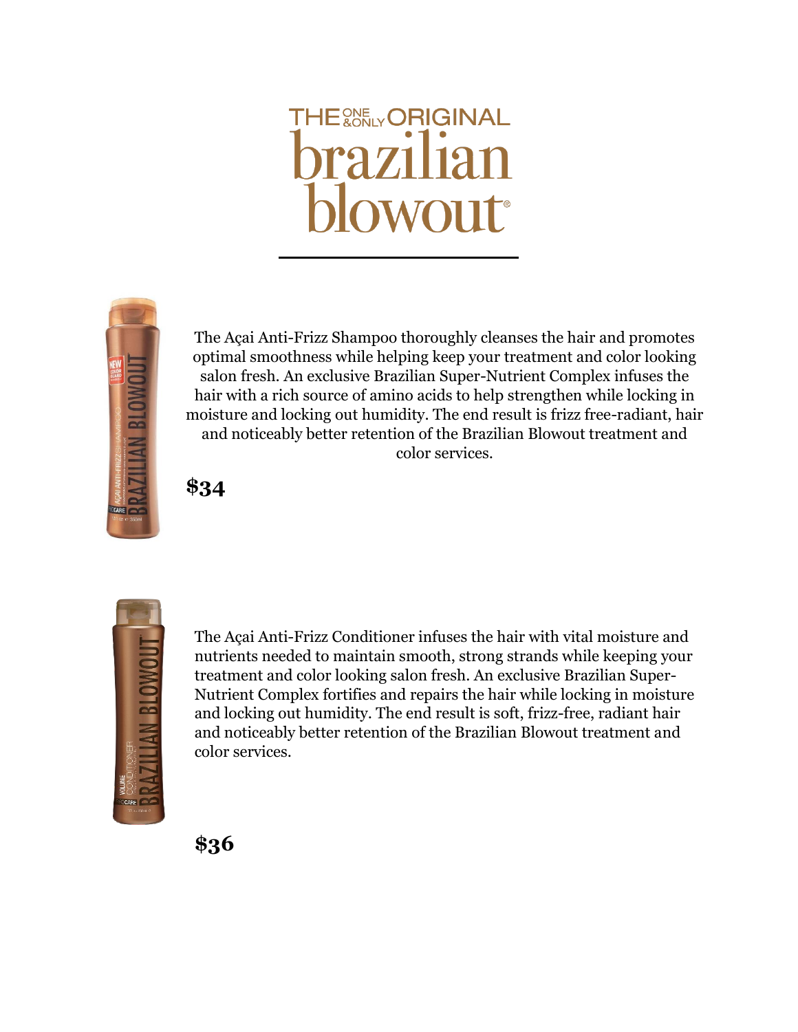# THE ONE & ONLY ORIGINAL brazilian blowout®

The Açai Anti-Frizz Shampoo thoroughly cleanses the hair and promotes optimal smoothness while helping keep your treatment and color looking salon fresh. An exclusive Brazilian Super-Nutrient Complex infuses the hair with a rich source of amino acids to help strengthen while locking in moisture and locking out humidity. The end result is frizz free-radiant, hair and noticeably better retention of the Brazilian Blowout treatment and color services.

**$34**

The Açai Anti-Frizz Conditioner infuses the hair with vital moisture and nutrients needed to maintain smooth, strong strands while keeping your treatment and color looking salon fresh. An exclusive Brazilian Super-Nutrient Complex fortifies and repairs the hair while locking in moisture and locking out humidity. The end result is soft, frizz-free, radiant hair and noticeably better retention of the Brazilian Blowout treatment and color services.

**$36**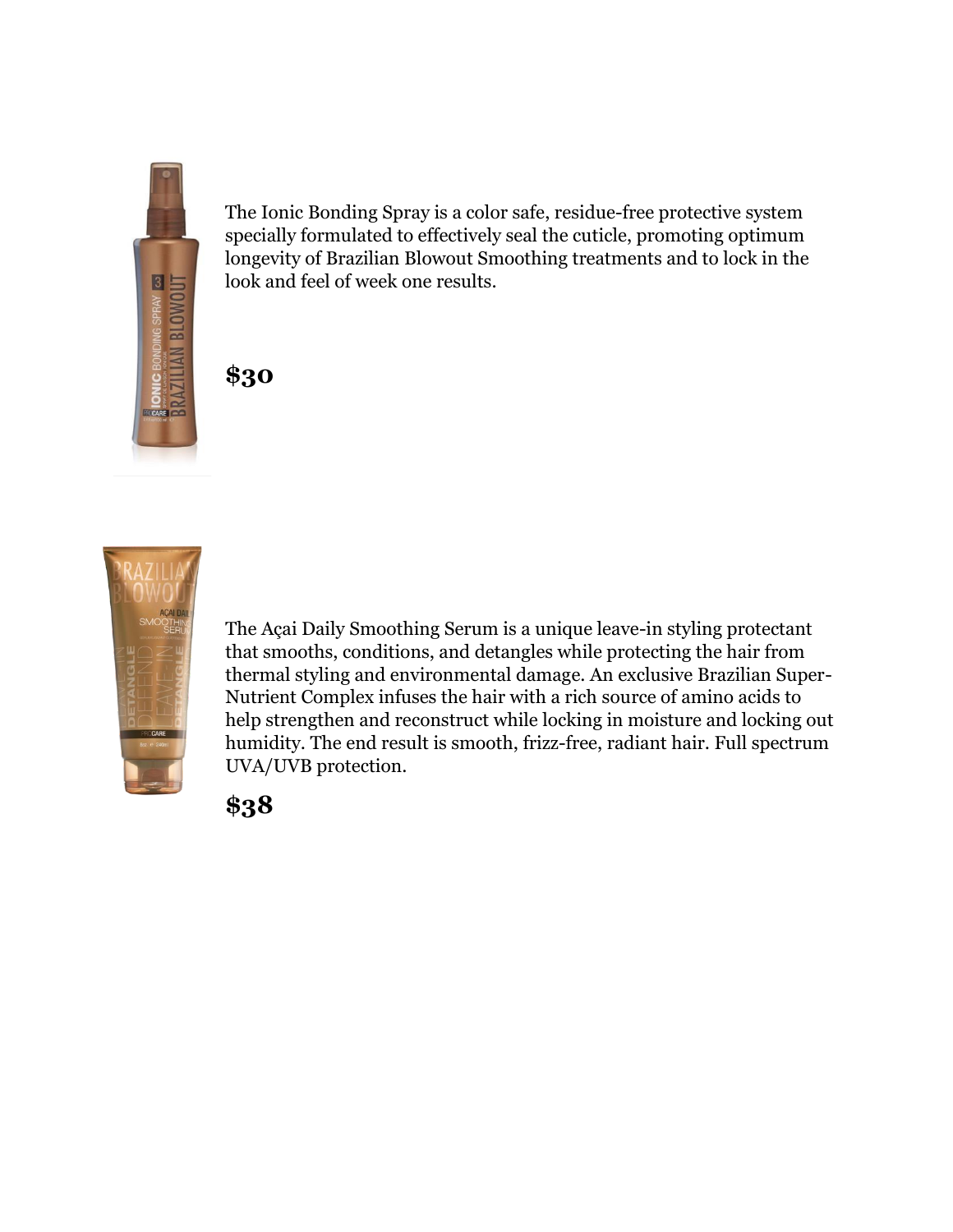The Ionic Bonding Spray is a color safe, residue-free protective system specially formulated to effectively seal the cuticle, promoting optimum longevity of Brazilian Blowout Smoothing treatments and to lock in the look and feel of week one results.

**$30**

The Açai Daily Smoothing Serum is a unique leave-in styling protectant that smooths, conditions, and detangles while protecting the hair from thermal styling and environmental damage. An exclusive Brazilian Super-Nutrient Complex infuses the hair with a rich source of amino acids to help strengthen and reconstruct while locking in moisture and locking out humidity. The end result is smooth, frizz-free, radiant hair. Full spectrum UVA/UVB protection.

**$38**